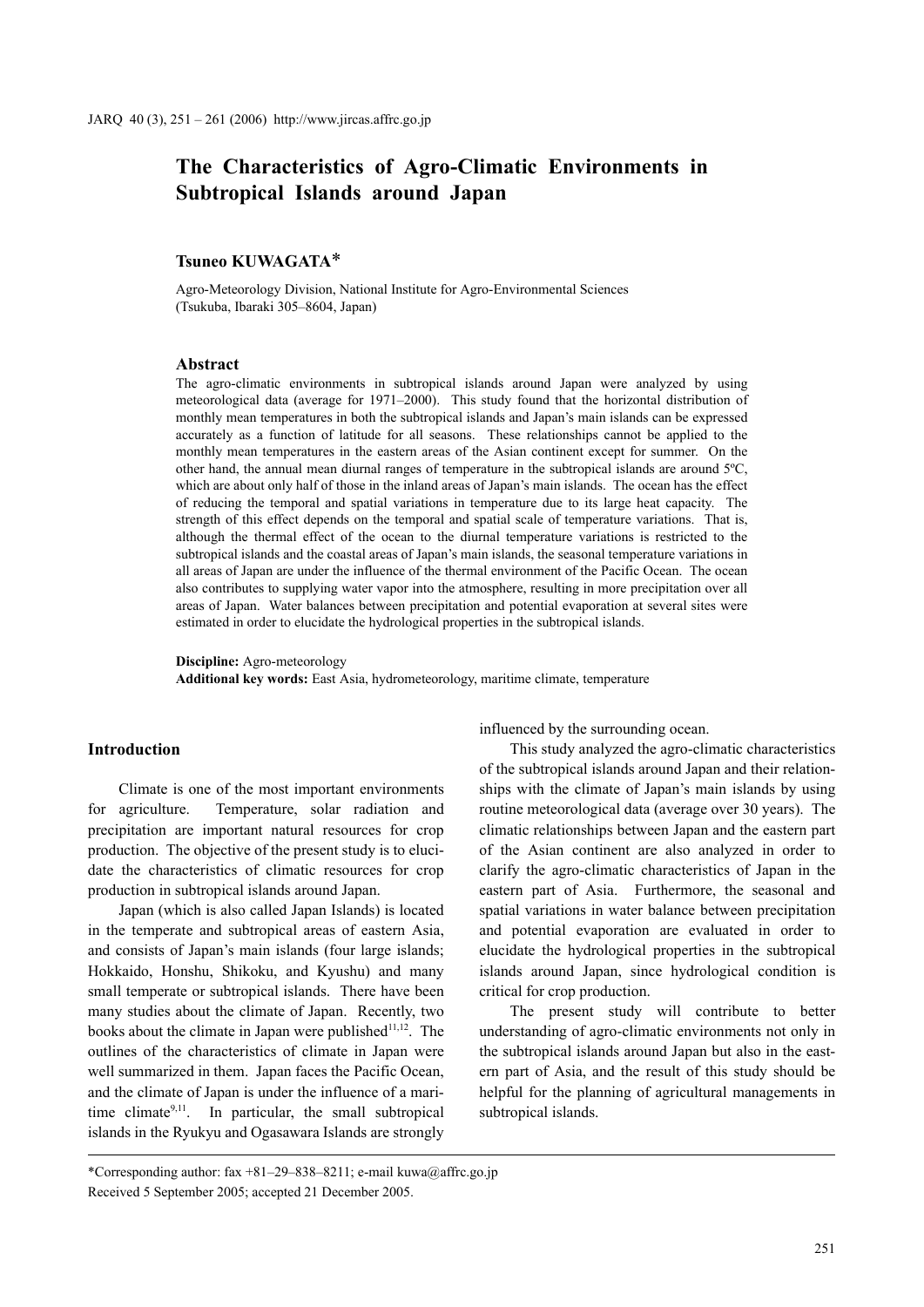# The Characteristics of Agro-Climatic Environments in Subtropical Islands around Japan

**Tsuneo KUWAGATA***

Agro-Meteorology Division, National Institute for Agro-Environmental Sciences (Tsukuba, Ibaraki 305–8604, Japan)

## Abstract

The agro-climatic environments in subtropical islands around Japan were analyzed by using meteorological data (average for 1971–2000). This study found that the horizontal distribution of monthly mean temperatures in both the subtropical islands and Japan's main islands can be expressed accurately as a function of latitude for all seasons. These relationships cannot be applied to the monthly mean temperatures in the eastern areas of the Asian continent except for summer. On the other hand, the annual mean diurnal ranges of temperature in the subtropical islands are around 5ºC, which are about only half of those in the inland areas of Japan's main islands. The ocean has the effect of reducing the temporal and spatial variations in temperature due to its large heat capacity. The strength of this effect depends on the temporal and spatial scale of temperature variations. That is, although the thermal effect of the ocean to the diurnal temperature variations is restricted to the subtropical islands and the coastal areas of Japan's main islands, the seasonal temperature variations in all areas of Japan are under the influence of the thermal environment of the Pacific Ocean. The ocean also contributes to supplying water vapor into the atmosphere, resulting in more precipitation over all areas of Japan. Water balances between precipitation and potential evaporation at several sites were estimated in order to elucidate the hydrological properties in the subtropical islands.

**Discipline:** Agro-meteorology
**Additional key words:** East Asia, hydrometeorology, maritime climate, temperature

## Introduction

Climate is one of the most important environments for agriculture. Temperature, solar radiation and precipitation are important natural resources for crop production. The objective of the present study is to elucidate the characteristics of climatic resources for crop production in subtropical islands around Japan.

Japan (which is also called Japan Islands) is located in the temperate and subtropical areas of eastern Asia, and consists of Japan's main islands (four large islands; Hokkaido, Honshu, Shikoku, and Kyushu) and many small temperate or subtropical islands. There have been many studies about the climate of Japan. Recently, two books about the climate in Japan were published[11,12]. The outlines of the characteristics of climate in Japan were well summarized in them. Japan faces the Pacific Ocean, and the climate of Japan is under the influence of a maritime climate[9,11]. In particular, the small subtropical islands in the Ryukyu and Ogasawara Islands are strongly influenced by the surrounding ocean.

This study analyzed the agro-climatic characteristics of the subtropical islands around Japan and their relationships with the climate of Japan's main islands by using routine meteorological data (average over 30 years). The climatic relationships between Japan and the eastern part of the Asian continent are also analyzed in order to clarify the agro-climatic characteristics of Japan in the eastern part of Asia. Furthermore, the seasonal and spatial variations in water balance between precipitation and potential evaporation are evaluated in order to elucidate the hydrological properties in the subtropical islands around Japan, since hydrological condition is critical for crop production.

The present study will contribute to better understanding of agro-climatic environments not only in the subtropical islands around Japan but also in the eastern part of Asia, and the result of this study should be helpful for the planning of agricultural managements in subtropical islands.

---

*Corresponding author: fax +81–29–838–8211; e-mail kuwa@affrc.go.jp
Received 5 September 2005; accepted 21 December 2005.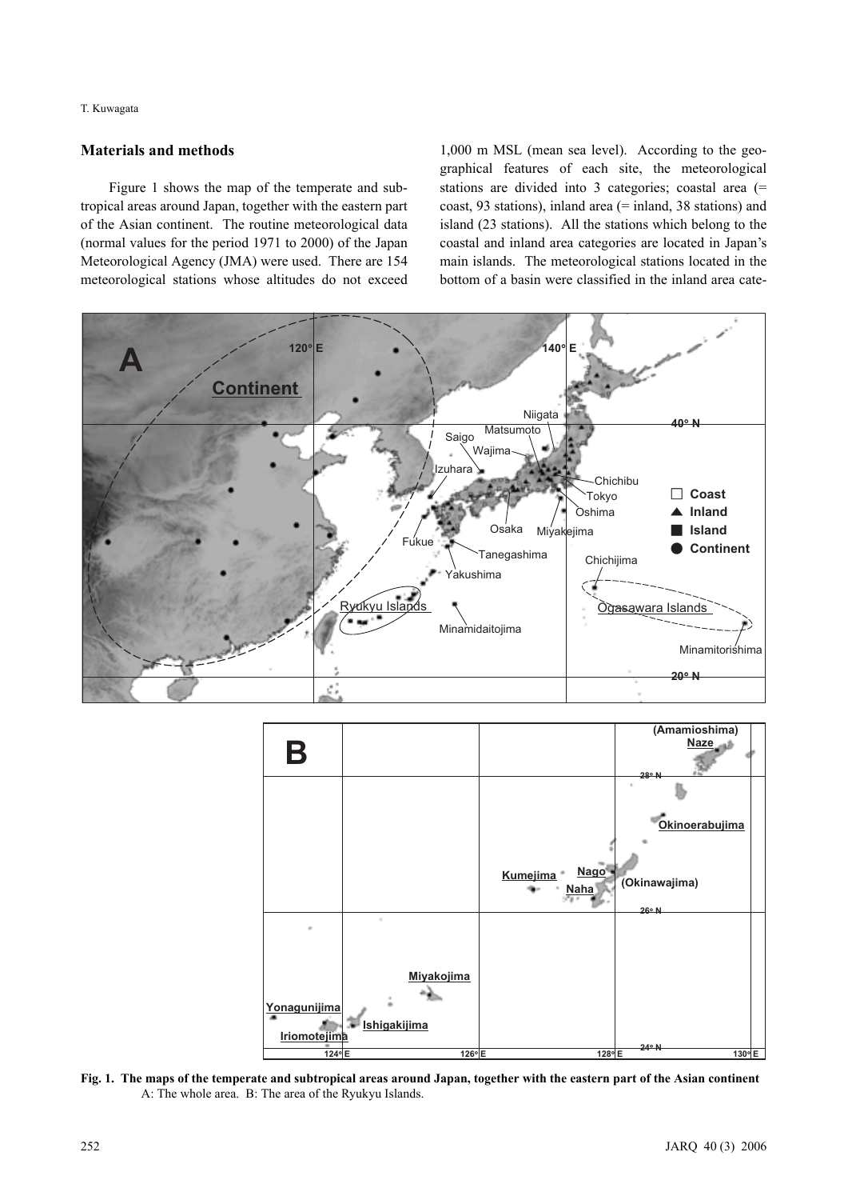## Materials and methods

Figure 1 shows the map of the temperate and subtropical areas around Japan, together with the eastern part of the Asian continent. The routine meteorological data (normal values for the period 1971 to 2000) of the Japan Meteorological Agency (JMA) were used. There are 154 meteorological stations whose altitudes do not exceed 1,000 m MSL (mean sea level). According to the geographical features of each site, the meteorological stations are divided into 3 categories; coastal area (= coast, 93 stations), inland area (= inland, 38 stations) and island (23 stations). All the stations which belong to the coastal and inland area categories are located in Japan's main islands. The meteorological stations located in the bottom of a basin were classified in the inland area cate-

**Fig. 1. The maps of the temperate and subtropical areas around Japan, together with the eastern part of the Asian continent**
A: The whole area. B: The area of the Ryukyu Islands.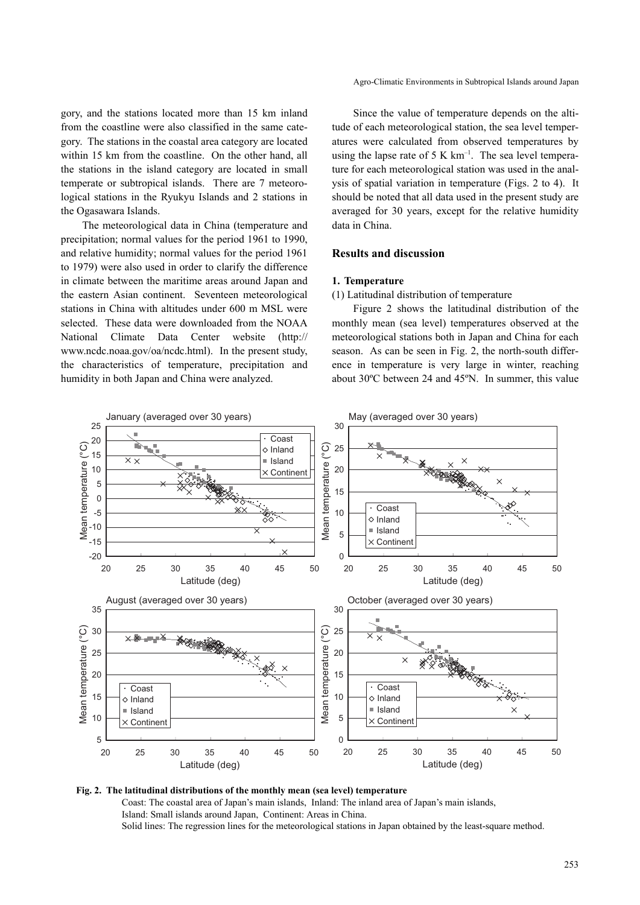gory, and the stations located more than 15 km inland from the coastline were also classified in the same category. The stations in the coastal area category are located within 15 km from the coastline. On the other hand, all the stations in the island category are located in small temperate or subtropical islands. There are 7 meteorological stations in the Ryukyu Islands and 2 stations in the Ogasawara Islands.

The meteorological data in China (temperature and precipitation; normal values for the period 1961 to 1990, and relative humidity; normal values for the period 1961 to 1979) were also used in order to clarify the difference in climate between the maritime areas around Japan and the eastern Asian continent. Seventeen meteorological stations in China with altitudes under 600 m MSL were selected. These data were downloaded from the NOAA National Climate Data Center website (http://www.ncdc.noaa.gov/oa/ncdc.html). In the present study, the characteristics of temperature, precipitation and humidity in both Japan and China were analyzed.

Since the value of temperature depends on the altitude of each meteorological station, the sea level temperatures were calculated from observed temperatures by using the lapse rate of 5 K km$^{-1}$. The sea level temperature for each meteorological station was used in the analysis of spatial variation in temperature (Figs. 2 to 4). It should be noted that all data used in the present study are averaged for 30 years, except for the relative humidity data in China.

## Results and discussion

### 1. Temperature

(1) Latitudinal distribution of temperature

Figure 2 shows the latitudinal distribution of the monthly mean (sea level) temperatures observed at the meteorological stations both in Japan and China for each season. As can be seen in Fig. 2, the north-south difference in temperature is very large in winter, reaching about 30ºC between 24 and 45ºN. In summer, this value

**Fig. 2. The latitudinal distributions of the monthly mean (sea level) temperature**

Coast: The coastal area of Japan's main islands, Inland: The inland area of Japan's main islands,
Island: Small islands around Japan, Continent: Areas in China.
Solid lines: The regression lines for the meteorological stations in Japan obtained by the least-square method.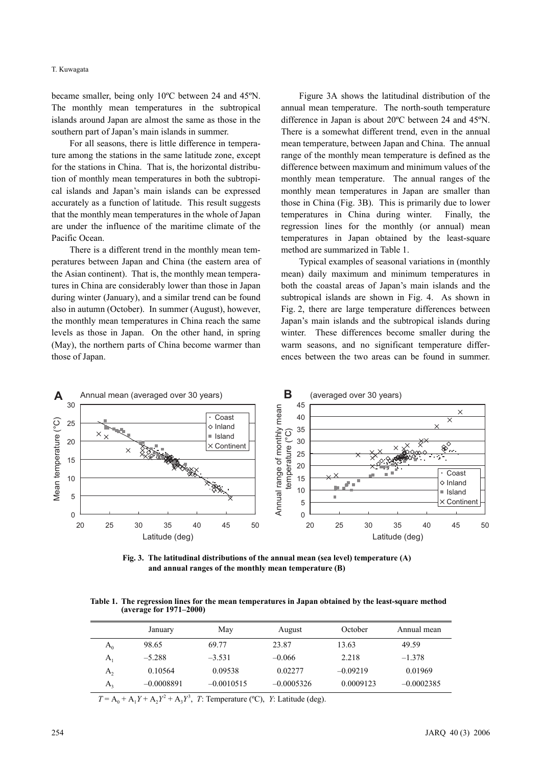became smaller, being only 10ºC between 24 and 45ºN. The monthly mean temperatures in the subtropical islands around Japan are almost the same as those in the southern part of Japan's main islands in summer.

For all seasons, there is little difference in temperature among the stations in the same latitude zone, except for the stations in China. That is, the horizontal distribution of monthly mean temperatures in both the subtropical islands and Japan's main islands can be expressed accurately as a function of latitude. This result suggests that the monthly mean temperatures in the whole of Japan are under the influence of the maritime climate of the Pacific Ocean.

There is a different trend in the monthly mean temperatures between Japan and China (the eastern area of the Asian continent). That is, the monthly mean temperatures in China are considerably lower than those in Japan during winter (January), and a similar trend can be found also in autumn (October). In summer (August), however, the monthly mean temperatures in China reach the same levels as those in Japan. On the other hand, in spring (May), the northern parts of China become warmer than those of Japan.

Figure 3A shows the latitudinal distribution of the annual mean temperature. The north-south temperature difference in Japan is about 20ºC between 24 and 45ºN. There is a somewhat different trend, even in the annual mean temperature, between Japan and China. The annual range of the monthly mean temperature is defined as the difference between maximum and minimum values of the monthly mean temperature. The annual ranges of the monthly mean temperatures in Japan are smaller than those in China (Fig. 3B). This is primarily due to lower temperatures in China during winter. Finally, the regression lines for the monthly (or annual) mean temperatures in Japan obtained by the least-square method are summarized in Table 1.

Typical examples of seasonal variations in (monthly mean) daily maximum and minimum temperatures in both the coastal areas of Japan's main islands and the subtropical islands are shown in Fig. 4. As shown in Fig. 2, there are large temperature differences between Japan's main islands and the subtropical islands during winter. These differences become smaller during the warm seasons, and no significant temperature differences between the two areas can be found in summer.

**Fig. 3. The latitudinal distributions of the annual mean (sea level) temperature (A) and annual ranges of the monthly mean temperature (B)**

**Table 1. The regression lines for the mean temperatures in Japan obtained by the least-square method (average for 1971–2000)**

| | January | May | August | October | Annual mean |
|---|---|---|---|---|---|
| $A_0$ | 98.65 | 69.77 | 23.87 | 13.63 | 49.59 |
| $A_1$ | –5.288 | –3.531 | –0.066 | 2.218 | –1.378 |
| $A_2$ | 0.10564 | 0.09538 | 0.02277 | –0.09219 | 0.01969 |
| $A_3$ | –0.0008891 | –0.0010515 | –0.0005326 | 0.0009123 | –0.0002385 |

$T = A_0 + A_1Y + A_2Y^2 + A_3Y^3$, $T$: Temperature (ºC), $Y$: Latitude (deg).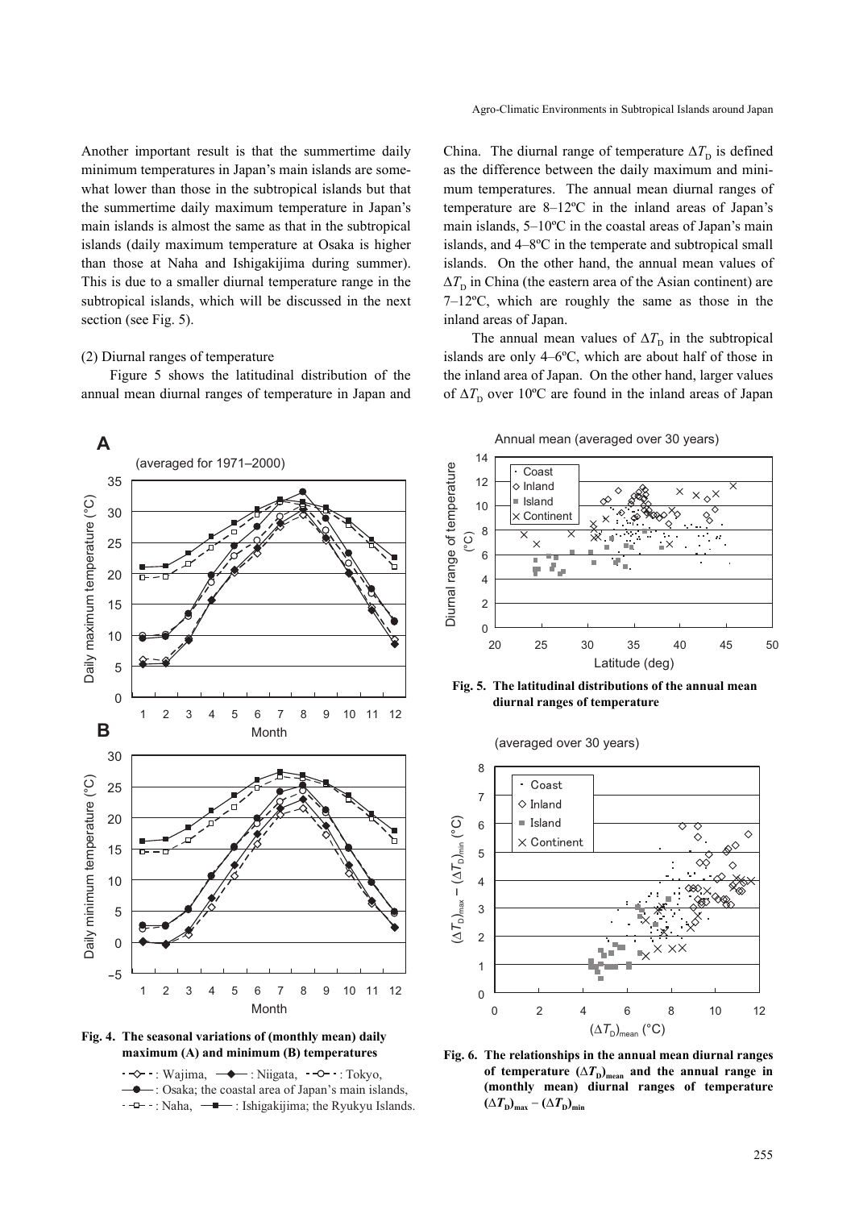Another important result is that the summertime daily minimum temperatures in Japan's main islands are somewhat lower than those in the subtropical islands but that the summertime daily maximum temperature in Japan's main islands is almost the same as that in the subtropical islands (daily maximum temperature at Osaka is higher than those at Naha and Ishigakijima during summer). This is due to a smaller diurnal temperature range in the subtropical islands, which will be discussed in the next section (see Fig. 5).

(2) Diurnal ranges of temperature

Figure 5 shows the latitudinal distribution of the annual mean diurnal ranges of temperature in Japan and China. The diurnal range of temperature $\Delta T_D$ is defined as the difference between the daily maximum and minimum temperatures. The annual mean diurnal ranges of temperature are 8–12ºC in the inland areas of Japan's main islands, 5–10ºC in the coastal areas of Japan's main islands, and 4–8ºC in the temperate and subtropical small islands. On the other hand, the annual mean values of $\Delta T_D$ in China (the eastern area of the Asian continent) are 7–12ºC, which are roughly the same as those in the inland areas of Japan.

The annual mean values of $\Delta T_D$ in the subtropical islands are only 4–6ºC, which are about half of those in the inland area of Japan. On the other hand, larger values of $\Delta T_D$ over 10ºC are found in the inland areas of Japan

**Fig. 4. The seasonal variations of (monthly mean) daily maximum (A) and minimum (B) temperatures**

Wajima, Niigata, Tokyo, Osaka; the coastal area of Japan's main islands, Naha, Ishigakijima; the Ryukyu Islands.

**Fig. 5. The latitudinal distributions of the annual mean diurnal ranges of temperature**

**Fig. 6. The relationships in the annual mean diurnal ranges of temperature $(\Delta T_D)_{mean}$ and the annual range in (monthly mean) diurnal ranges of temperature $(\Delta T_D)_{max} - (\Delta T_D)_{min}$**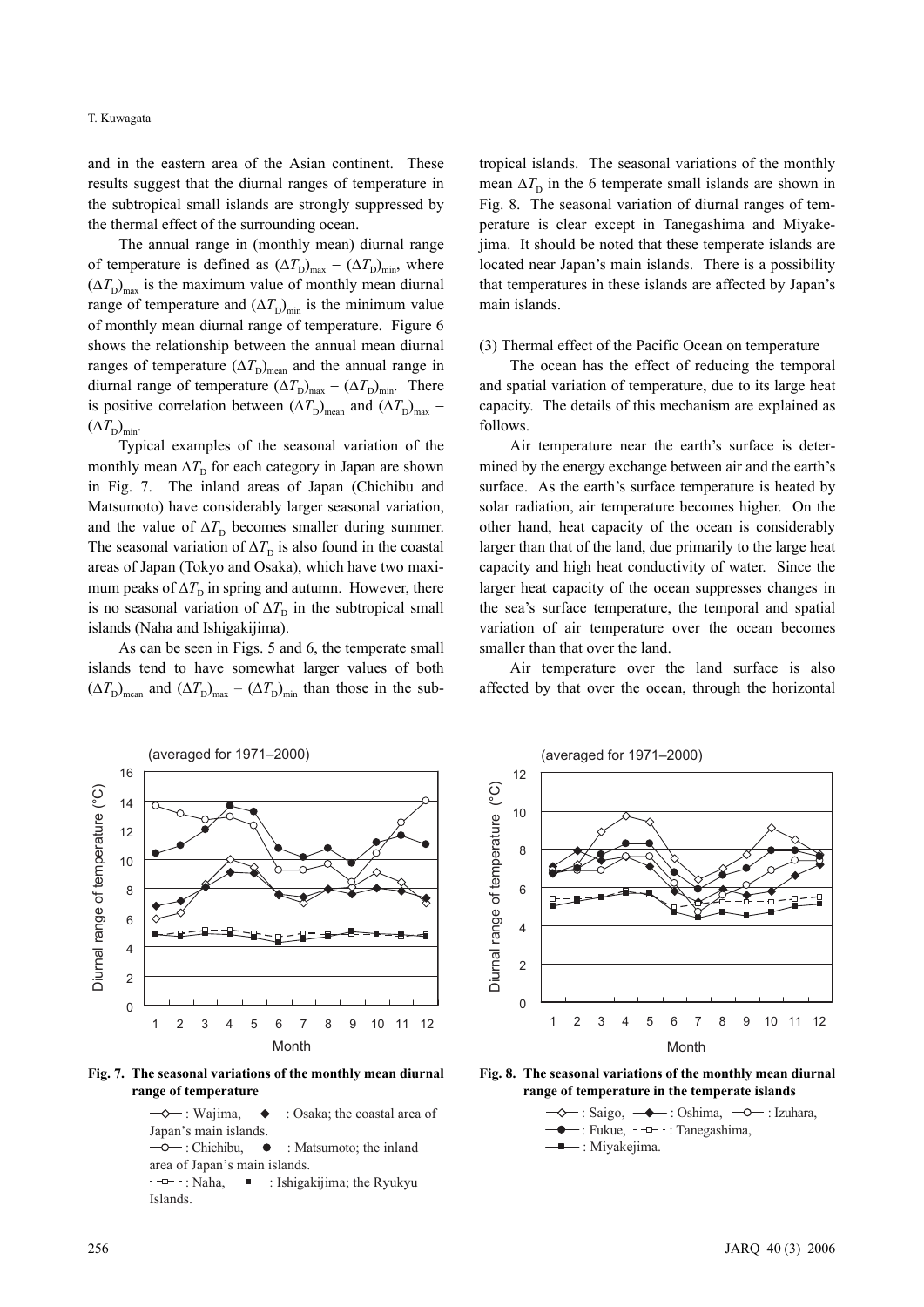and in the eastern area of the Asian continent. These results suggest that the diurnal ranges of temperature in the subtropical small islands are strongly suppressed by the thermal effect of the surrounding ocean.

The annual range in (monthly mean) diurnal range of temperature is defined as $(\Delta T_D)_{max} - (\Delta T_D)_{min}$, where $(\Delta T_D)_{max}$ is the maximum value of monthly mean diurnal range of temperature and $(\Delta T_D)_{min}$ is the minimum value of monthly mean diurnal range of temperature. Figure 6 shows the relationship between the annual mean diurnal ranges of temperature $(\Delta T_D)_{mean}$ and the annual range in diurnal range of temperature $(\Delta T_D)_{max} - (\Delta T_D)_{min}$. There is positive correlation between $(\Delta T_D)_{mean}$ and $(\Delta T_D)_{max} - (\Delta T_D)_{min}$.

Typical examples of the seasonal variation of the monthly mean $\Delta T_D$ for each category in Japan are shown in Fig. 7. The inland areas of Japan (Chichibu and Matsumoto) have considerably larger seasonal variation, and the value of $\Delta T_D$ becomes smaller during summer. The seasonal variation of $\Delta T_D$ is also found in the coastal areas of Japan (Tokyo and Osaka), which have two maximum peaks of $\Delta T_D$ in spring and autumn. However, there is no seasonal variation of $\Delta T_D$ in the subtropical small islands (Naha and Ishigakijima).

As can be seen in Figs. 5 and 6, the temperate small islands tend to have somewhat larger values of both $(\Delta T_D)_{mean}$ and $(\Delta T_D)_{max} - (\Delta T_D)_{min}$ than those in the subtropical islands. The seasonal variations of the monthly mean $\Delta T_D$ in the 6 temperate small islands are shown in Fig. 8. The seasonal variation of diurnal ranges of temperature is clear except in Tanegashima and Miyakejima. It should be noted that these temperate islands are located near Japan's main islands. There is a possibility that temperatures in these islands are affected by Japan's main islands.

(3) Thermal effect of the Pacific Ocean on temperature

The ocean has the effect of reducing the temporal and spatial variation of temperature, due to its large heat capacity. The details of this mechanism are explained as follows.

Air temperature near the earth's surface is determined by the energy exchange between air and the earth's surface. As the earth's surface temperature is heated by solar radiation, air temperature becomes higher. On the other hand, heat capacity of the ocean is considerably larger than that of the land, due primarily to the large heat capacity and high heat conductivity of water. Since the larger heat capacity of the ocean suppresses changes in the sea's surface temperature, the temporal and spatial variation of air temperature over the ocean becomes smaller than that over the land.

Air temperature over the land surface is also affected by that over the ocean, through the horizontal

**Fig. 7. The seasonal variations of the monthly mean diurnal range of temperature**

—◇— : Wajima, —◆— : Osaka; the coastal area of Japan's main islands.
—○— : Chichibu, —●— : Matsumoto; the inland area of Japan's main islands.
- -□- - : Naha, —■— : Ishigakijima; the Ryukyu Islands.

**Fig. 8. The seasonal variations of the monthly mean diurnal range of temperature in the temperate islands**

—◇— : Saigo, —◆— : Oshima, —○— : Izuhara,
—●— : Fukue, - -□- - : Tanegashima,
—■— : Miyakejima.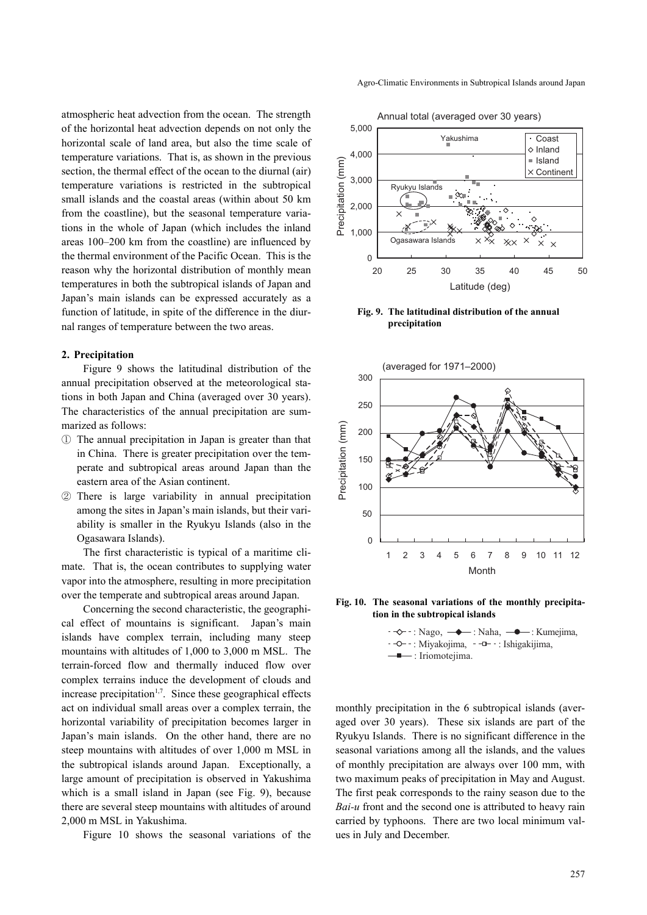atmospheric heat advection from the ocean. The strength of the horizontal heat advection depends on not only the horizontal scale of land area, but also the time scale of temperature variations. That is, as shown in the previous section, the thermal effect of the ocean to the diurnal (air) temperature variations is restricted in the subtropical small islands and the coastal areas (within about 50 km from the coastline), but the seasonal temperature variations in the whole of Japan (which includes the inland areas 100–200 km from the coastline) are influenced by the thermal environment of the Pacific Ocean. This is the reason why the horizontal distribution of monthly mean temperatures in both the subtropical islands of Japan and Japan's main islands can be expressed accurately as a function of latitude, in spite of the difference in the diurnal ranges of temperature between the two areas.

## 2. Precipitation

Figure 9 shows the latitudinal distribution of the annual precipitation observed at the meteorological stations in both Japan and China (averaged over 30 years). The characteristics of the annual precipitation are summarized as follows:

① The annual precipitation in Japan is greater than that in China. There is greater precipitation over the temperate and subtropical areas around Japan than the eastern area of the Asian continent.

② There is large variability in annual precipitation among the sites in Japan's main islands, but their variability is smaller in the Ryukyu Islands (also in the Ogasawara Islands).

The first characteristic is typical of a maritime climate. That is, the ocean contributes to supplying water vapor into the atmosphere, resulting in more precipitation over the temperate and subtropical areas around Japan.

Concerning the second characteristic, the geographical effect of mountains is significant. Japan's main islands have complex terrain, including many steep mountains with altitudes of 1,000 to 3,000 m MSL. The terrain-forced flow and thermally induced flow over complex terrains induce the development of clouds and increase precipitation[1,7]. Since these geographical effects act on individual small areas over a complex terrain, the horizontal variability of precipitation becomes larger in Japan's main islands. On the other hand, there are no steep mountains with altitudes of over 1,000 m MSL in the subtropical islands around Japan. Exceptionally, a large amount of precipitation is observed in Yakushima which is a small island in Japan (see Fig. 9), because there are several steep mountains with altitudes of around 2,000 m MSL in Yakushima.

Figure 10 shows the seasonal variations of the monthly precipitation in the 6 subtropical islands (averaged over 30 years). These six islands are part of the Ryukyu Islands. There is no significant difference in the seasonal variations among all the islands, and the values of monthly precipitation are always over 100 mm, with two maximum peaks of precipitation in May and August. The first peak corresponds to the rainy season due to the *Bai-u* front and the second one is attributed to heavy rain carried by typhoons. There are two local minimum values in July and December.

**Fig. 9. The latitudinal distribution of the annual precipitation**

**Fig. 10. The seasonal variations of the monthly precipitation in the subtropical islands**

-◇-: Nago, —◆—: Naha, —●—: Kumejima, -○-: Miyakojima, -□-: Ishigakijima, —■—: Iriomotejima.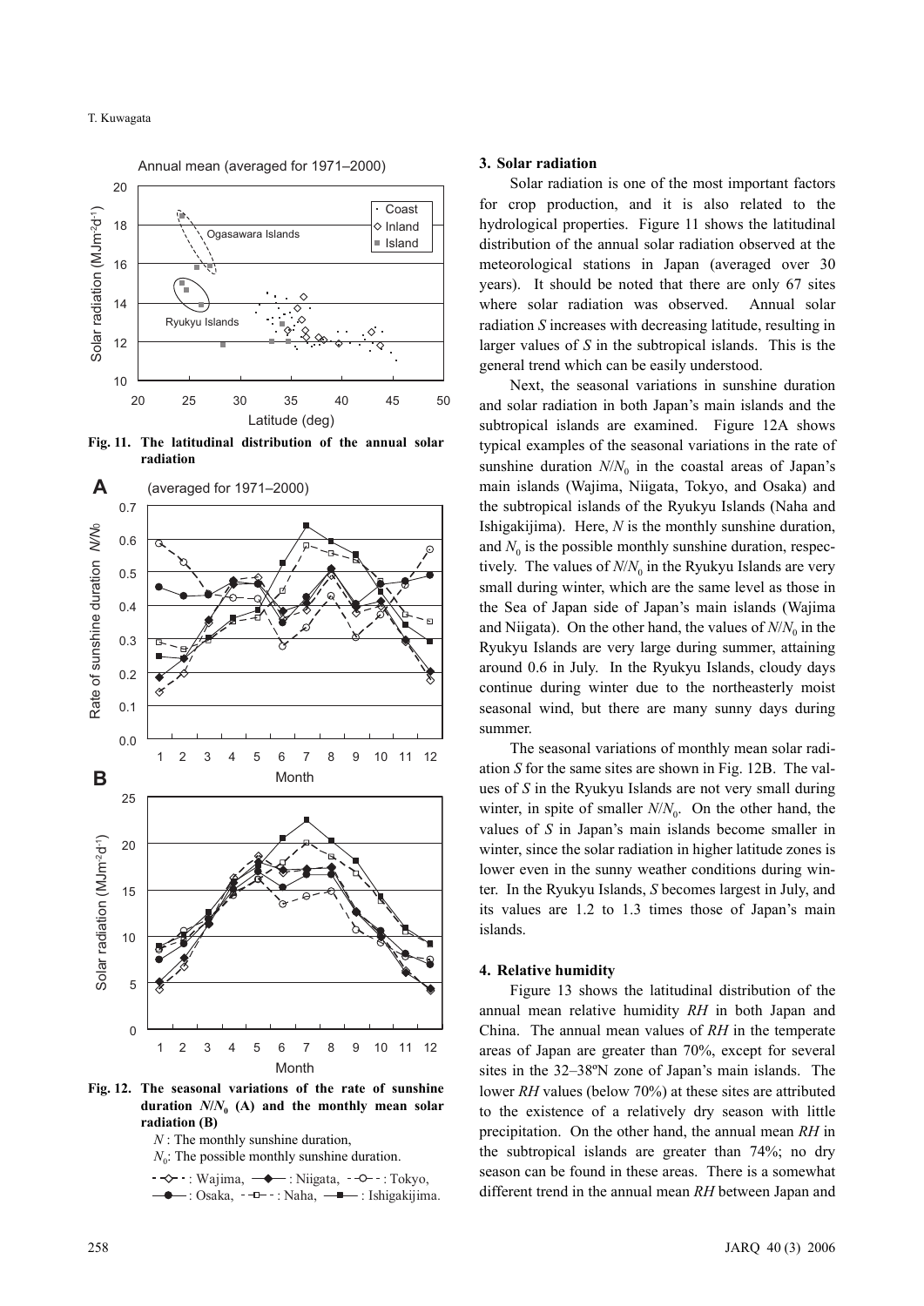Fig. 11. The latitudinal distribution of the annual solar radiation

Fig. 12. The seasonal variations of the rate of sunshine duration $N/N_0$ (A) and the monthly mean solar radiation (B)

$N$ : The monthly sunshine duration,
$N_0$: The possible monthly sunshine duration.

: Wajima, : Niigata, : Tokyo, : Osaka, : Naha, : Ishigakijima.

## 3. Solar radiation

Solar radiation is one of the most important factors for crop production, and it is also related to the hydrological properties. Figure 11 shows the latitudinal distribution of the annual solar radiation observed at the meteorological stations in Japan (averaged over 30 years). It should be noted that there are only 67 sites where solar radiation was observed. Annual solar radiation $S$ increases with decreasing latitude, resulting in larger values of $S$ in the subtropical islands. This is the general trend which can be easily understood.

Next, the seasonal variations in sunshine duration and solar radiation in both Japan's main islands and the subtropical islands are examined. Figure 12A shows typical examples of the seasonal variations in the rate of sunshine duration $N/N_0$ in the coastal areas of Japan's main islands (Wajima, Niigata, Tokyo, and Osaka) and the subtropical islands of the Ryukyu Islands (Naha and Ishigakijima). Here, $N$ is the monthly sunshine duration, and $N_0$ is the possible monthly sunshine duration, respectively. The values of $N/N_0$ in the Ryukyu Islands are very small during winter, which are the same level as those in the Sea of Japan side of Japan's main islands (Wajima and Niigata). On the other hand, the values of $N/N_0$ in the Ryukyu Islands are very large during summer, attaining around 0.6 in July. In the Ryukyu Islands, cloudy days continue during winter due to the northeasterly moist seasonal wind, but there are many sunny days during summer.

The seasonal variations of monthly mean solar radiation $S$ for the same sites are shown in Fig. 12B. The values of $S$ in the Ryukyu Islands are not very small during winter, in spite of smaller $N/N_0$. On the other hand, the values of $S$ in Japan's main islands become smaller in winter, since the solar radiation in higher latitude zones is lower even in the sunny weather conditions during winter. In the Ryukyu Islands, $S$ becomes largest in July, and its values are 1.2 to 1.3 times those of Japan's main islands.

## 4. Relative humidity

Figure 13 shows the latitudinal distribution of the annual mean relative humidity $RH$ in both Japan and China. The annual mean values of $RH$ in the temperate areas of Japan are greater than 70%, except for several sites in the 32–38ºN zone of Japan's main islands. The lower $RH$ values (below 70%) at these sites are attributed to the existence of a relatively dry season with little precipitation. On the other hand, the annual mean $RH$ in the subtropical islands are greater than 74%; no dry season can be found in these areas. There is a somewhat different trend in the annual mean $RH$ between Japan and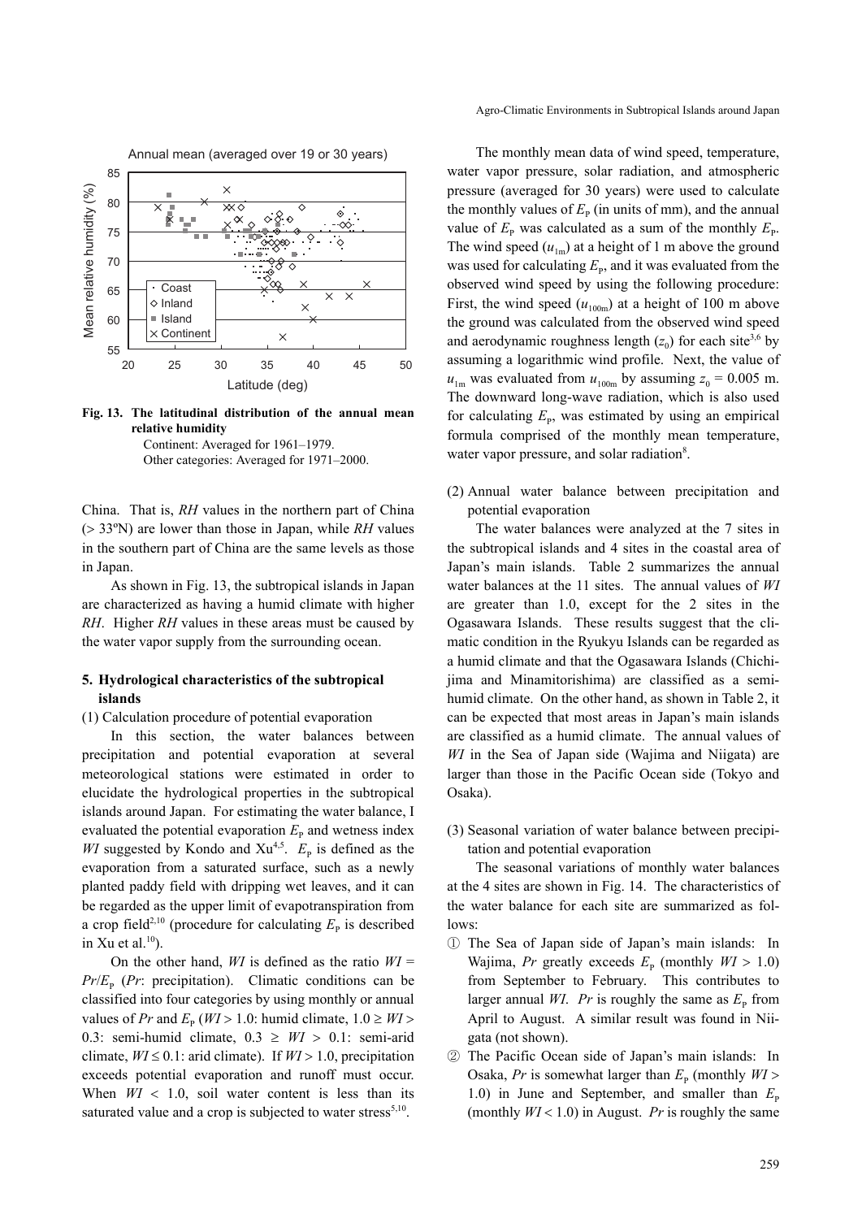Fig. 13. The latitudinal distribution of the annual mean relative humidity

Continent: Averaged for 1961–1979.
Other categories: Averaged for 1971–2000.

China. That is, *RH* values in the northern part of China (> 33ºN) are lower than those in Japan, while *RH* values in the southern part of China are the same levels as those in Japan.

As shown in Fig. 13, the subtropical islands in Japan are characterized as having a humid climate with higher *RH*. Higher *RH* values in these areas must be caused by the water vapor supply from the surrounding ocean.

## 5. Hydrological characteristics of the subtropical islands

(1) Calculation procedure of potential evaporation

In this section, the water balances between precipitation and potential evaporation at several meteorological stations were estimated in order to elucidate the hydrological properties in the subtropical islands around Japan. For estimating the water balance, I evaluated the potential evaporation $E_P$ and wetness index *WI* suggested by Kondo and Xu[4,5]. $E_P$ is defined as the evaporation from a saturated surface, such as a newly planted paddy field with dripping wet leaves, and it can be regarded as the upper limit of evapotranspiration from a crop field[2,10] (procedure for calculating $E_P$ is described in Xu et al.[10]).

On the other hand, *WI* is defined as the ratio $WI = Pr/E_P$ (*Pr*: precipitation). Climatic conditions can be classified into four categories by using monthly or annual values of *Pr* and $E_P$ ($WI > 1.0$: humid climate, $1.0 \geq WI > 0.3$: semi-humid climate, $0.3 \geq WI > 0.1$: semi-arid climate, $WI \leq 0.1$: arid climate). If $WI > 1.0$, precipitation exceeds potential evaporation and runoff must occur. When $WI < 1.0$, soil water content is less than its saturated value and a crop is subjected to water stress[5,10].

The monthly mean data of wind speed, temperature, water vapor pressure, solar radiation, and atmospheric pressure (averaged for 30 years) were used to calculate the monthly values of $E_P$ (in units of mm), and the annual value of $E_P$ was calculated as a sum of the monthly $E_P$. The wind speed ($u_{1m}$) at a height of 1 m above the ground was used for calculating $E_P$, and it was evaluated from the observed wind speed by using the following procedure: First, the wind speed ($u_{100m}$) at a height of 100 m above the ground was calculated from the observed wind speed and aerodynamic roughness length ($z_0$) for each site[3,6] by assuming a logarithmic wind profile. Next, the value of $u_{1m}$ was evaluated from $u_{100m}$ by assuming $z_0 = 0.005$ m. The downward long-wave radiation, which is also used for calculating $E_P$, was estimated by using an empirical formula comprised of the monthly mean temperature, water vapor pressure, and solar radiation[8].

(2) Annual water balance between precipitation and potential evaporation

The water balances were analyzed at the 7 sites in the subtropical islands and 4 sites in the coastal area of Japan's main islands. Table 2 summarizes the annual water balances at the 11 sites. The annual values of *WI* are greater than 1.0, except for the 2 sites in the Ogasawara Islands. These results suggest that the climatic condition in the Ryukyu Islands can be regarded as a humid climate and that the Ogasawara Islands (Chichi-jima and Minamitorishima) are classified as a semi-humid climate. On the other hand, as shown in Table 2, it can be expected that most areas in Japan's main islands are classified as a humid climate. The annual values of *WI* in the Sea of Japan side (Wajima and Niigata) are larger than those in the Pacific Ocean side (Tokyo and Osaka).

(3) Seasonal variation of water balance between precipitation and potential evaporation

The seasonal variations of monthly water balances at the 4 sites are shown in Fig. 14. The characteristics of the water balance for each site are summarized as follows:

① The Sea of Japan side of Japan's main islands: In Wajima, *Pr* greatly exceeds $E_P$ (monthly $WI > 1.0$) from September to February. This contributes to larger annual *WI*. *Pr* is roughly the same as $E_P$ from April to August. A similar result was found in Niigata (not shown).

② The Pacific Ocean side of Japan's main islands: In Osaka, *Pr* is somewhat larger than $E_P$ (monthly $WI > 1.0$) in June and September, and smaller than $E_P$ (monthly $WI < 1.0$) in August. *Pr* is roughly the same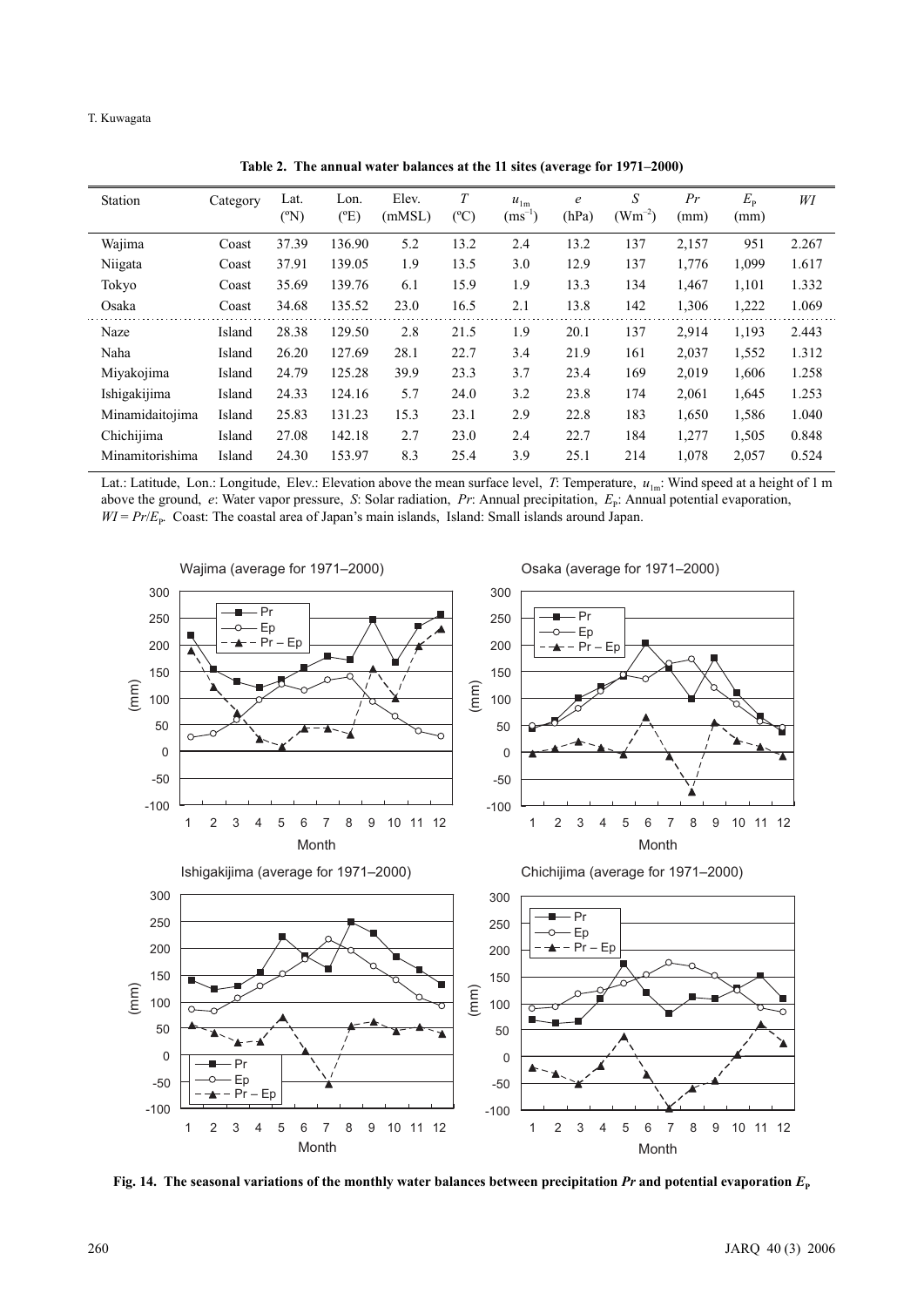**Table 2. The annual water balances at the 11 sites (average for 1971–2000)**

| Station | Category | Lat. (ºN) | Lon. (ºE) | Elev. (mMSL) | $T$ (ºC) | $u_{1m}$ ($ms^{-1}$) | $e$ (hPa) | $S$ ($Wm^{-2}$) | $Pr$ (mm) | $E_P$ (mm) | $WI$ |
|---|---|---|---|---|---|---|---|---|---|---|---|
| Wajima | Coast | 37.39 | 136.90 | 5.2 | 13.2 | 2.4 | 13.2 | 137 | 2,157 | 951 | 2.267 |
| Niigata | Coast | 37.91 | 139.05 | 1.9 | 13.5 | 3.0 | 12.9 | 137 | 1,776 | 1,099 | 1.617 |
| Tokyo | Coast | 35.69 | 139.76 | 6.1 | 15.9 | 1.9 | 13.3 | 134 | 1,467 | 1,101 | 1.332 |
| Osaka | Coast | 34.68 | 135.52 | 23.0 | 16.5 | 2.1 | 13.8 | 142 | 1,306 | 1,222 | 1.069 |
| Naze | Island | 28.38 | 129.50 | 2.8 | 21.5 | 1.9 | 20.1 | 137 | 2,914 | 1,193 | 2.443 |
| Naha | Island | 26.20 | 127.69 | 28.1 | 22.7 | 3.4 | 21.9 | 161 | 2,037 | 1,552 | 1.312 |
| Miyakojima | Island | 24.79 | 125.28 | 39.9 | 23.3 | 3.7 | 23.4 | 169 | 2,019 | 1,606 | 1.258 |
| Ishigakijima | Island | 24.33 | 124.16 | 5.7 | 24.0 | 3.2 | 23.8 | 174 | 2,061 | 1,645 | 1.253 |
| Minamidaitojima | Island | 25.83 | 131.23 | 15.3 | 23.1 | 2.9 | 22.8 | 183 | 1,650 | 1,586 | 1.040 |
| Chichijima | Island | 27.08 | 142.18 | 2.7 | 23.0 | 2.4 | 22.7 | 184 | 1,277 | 1,505 | 0.848 |
| Minamitorishima | Island | 24.30 | 153.97 | 8.3 | 25.4 | 3.9 | 25.1 | 214 | 1,078 | 2,057 | 0.524 |

Lat.: Latitude, Lon.: Longitude, Elev.: Elevation above the mean surface level, $T$: Temperature, $u_{1m}$: Wind speed at a height of 1 m above the ground, $e$: Water vapor pressure, $S$: Solar radiation, $Pr$: Annual precipitation, $E_P$: Annual potential evaporation, $WI = Pr/E_P$. Coast: The coastal area of Japan's main islands, Island: Small islands around Japan.

**Fig. 14. The seasonal variations of the monthly water balances between precipitation $Pr$ and potential evaporation $E_P$**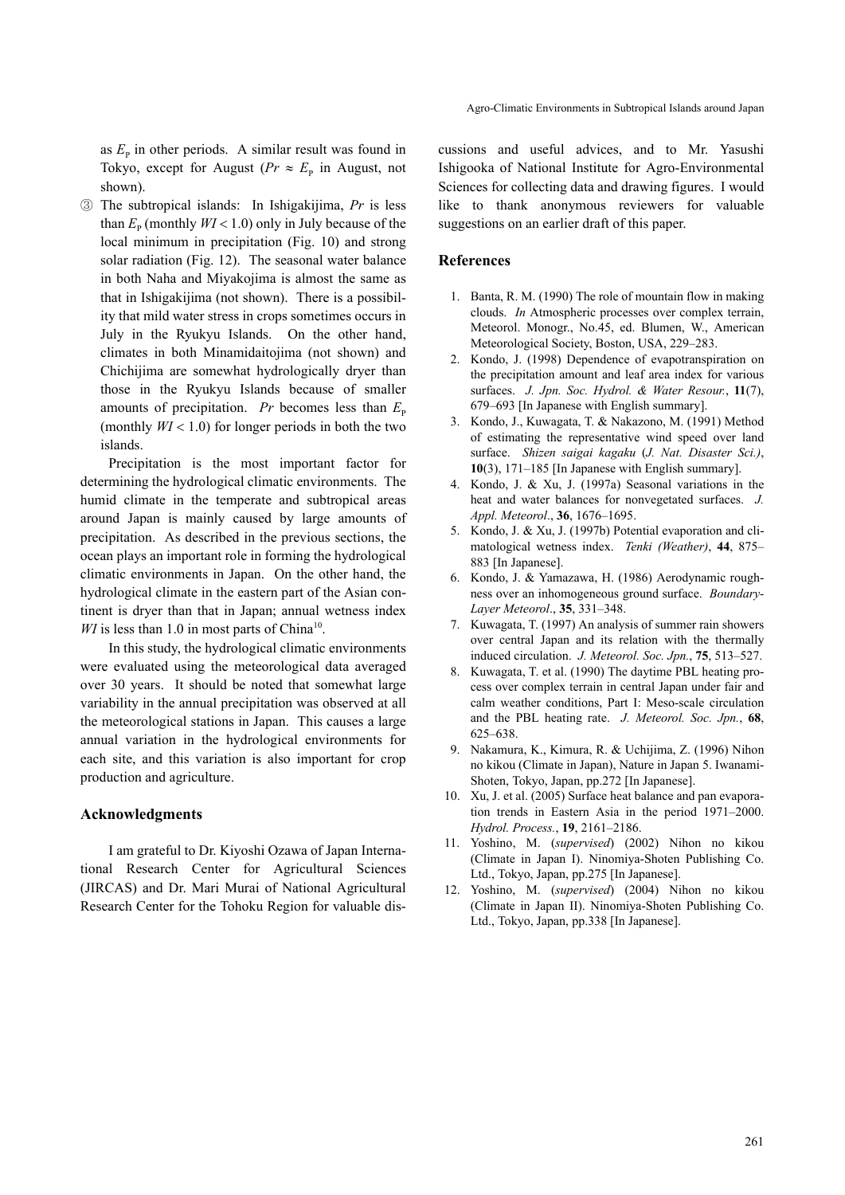as $E_P$ in other periods. A similar result was found in Tokyo, except for August ($Pr \approx E_P$ in August, not shown).

③ The subtropical islands: In Ishigakijima, $Pr$ is less than $E_P$ (monthly $WI < 1.0$) only in July because of the local minimum in precipitation (Fig. 10) and strong solar radiation (Fig. 12). The seasonal water balance in both Naha and Miyakojima is almost the same as that in Ishigakijima (not shown). There is a possibility that mild water stress in crops sometimes occurs in July in the Ryukyu Islands. On the other hand, climates in both Minamidaitojima (not shown) and Chichijima are somewhat hydrologically dryer than those in the Ryukyu Islands because of smaller amounts of precipitation. $Pr$ becomes less than $E_P$ (monthly $WI < 1.0$) for longer periods in both the two islands.

Precipitation is the most important factor for determining the hydrological climatic environments. The humid climate in the temperate and subtropical areas around Japan is mainly caused by large amounts of precipitation. As described in the previous sections, the ocean plays an important role in forming the hydrological climatic environments in Japan. On the other hand, the hydrological climate in the eastern part of the Asian continent is dryer than that in Japan; annual wetness index $WI$ is less than 1.0 in most parts of China[10].

In this study, the hydrological climatic environments were evaluated using the meteorological data averaged over 30 years. It should be noted that somewhat large variability in the annual precipitation was observed at all the meteorological stations in Japan. This causes a large annual variation in the hydrological environments for each site, and this variation is also important for crop production and agriculture.

## Acknowledgments

I am grateful to Dr. Kiyoshi Ozawa of Japan International Research Center for Agricultural Sciences (JIRCAS) and Dr. Mari Murai of National Agricultural Research Center for the Tohoku Region for valuable discussions and useful advices, and to Mr. Yasushi Ishigooka of National Institute for Agro-Environmental Sciences for collecting data and drawing figures. I would like to thank anonymous reviewers for valuable suggestions on an earlier draft of this paper.

## References

1. Banta, R. M. (1990) The role of mountain flow in making clouds. *In* Atmospheric processes over complex terrain, Meteorol. Monogr., No.45, ed. Blumen, W., American Meteorological Society, Boston, USA, 229–283.
2. Kondo, J. (1998) Dependence of evapotranspiration on the precipitation amount and leaf area index for various surfaces. *J. Jpn. Soc. Hydrol. & Water Resour.*, **11**(7), 679–693 [In Japanese with English summary].
3. Kondo, J., Kuwagata, T. & Nakazono, M. (1991) Method of estimating the representative wind speed over land surface. *Shizen saigai kagaku* (*J. Nat. Disaster Sci.)*, **10**(3), 171–185 [In Japanese with English summary].
4. Kondo, J. & Xu, J. (1997a) Seasonal variations in the heat and water balances for nonvegetated surfaces. *J. Appl. Meteorol*., **36**, 1676–1695.
5. Kondo, J. & Xu, J. (1997b) Potential evaporation and climatological wetness index. *Tenki (Weather)*, **44**, 875–883 [In Japanese].
6. Kondo, J. & Yamazawa, H. (1986) Aerodynamic roughness over an inhomogeneous ground surface. *Boundary-Layer Meteorol*., **35**, 331–348.
7. Kuwagata, T. (1997) An analysis of summer rain showers over central Japan and its relation with the thermally induced circulation. *J. Meteorol. Soc. Jpn.*, **75**, 513–527.
8. Kuwagata, T. et al. (1990) The daytime PBL heating process over complex terrain in central Japan under fair and calm weather conditions, Part I: Meso-scale circulation and the PBL heating rate. *J. Meteorol. Soc. Jpn.*, **68**, 625–638.
9. Nakamura, K., Kimura, R. & Uchijima, Z. (1996) Nihon no kikou (Climate in Japan), Nature in Japan 5. Iwanami-Shoten, Tokyo, Japan, pp.272 [In Japanese].
10. Xu, J. et al. (2005) Surface heat balance and pan evaporation trends in Eastern Asia in the period 1971–2000. *Hydrol. Process.*, **19**, 2161–2186.
11. Yoshino, M. (*supervised*) (2002) Nihon no kikou (Climate in Japan I). Ninomiya-Shoten Publishing Co. Ltd., Tokyo, Japan, pp.275 [In Japanese].
12. Yoshino, M. (*supervised*) (2004) Nihon no kikou (Climate in Japan II). Ninomiya-Shoten Publishing Co. Ltd., Tokyo, Japan, pp.338 [In Japanese].